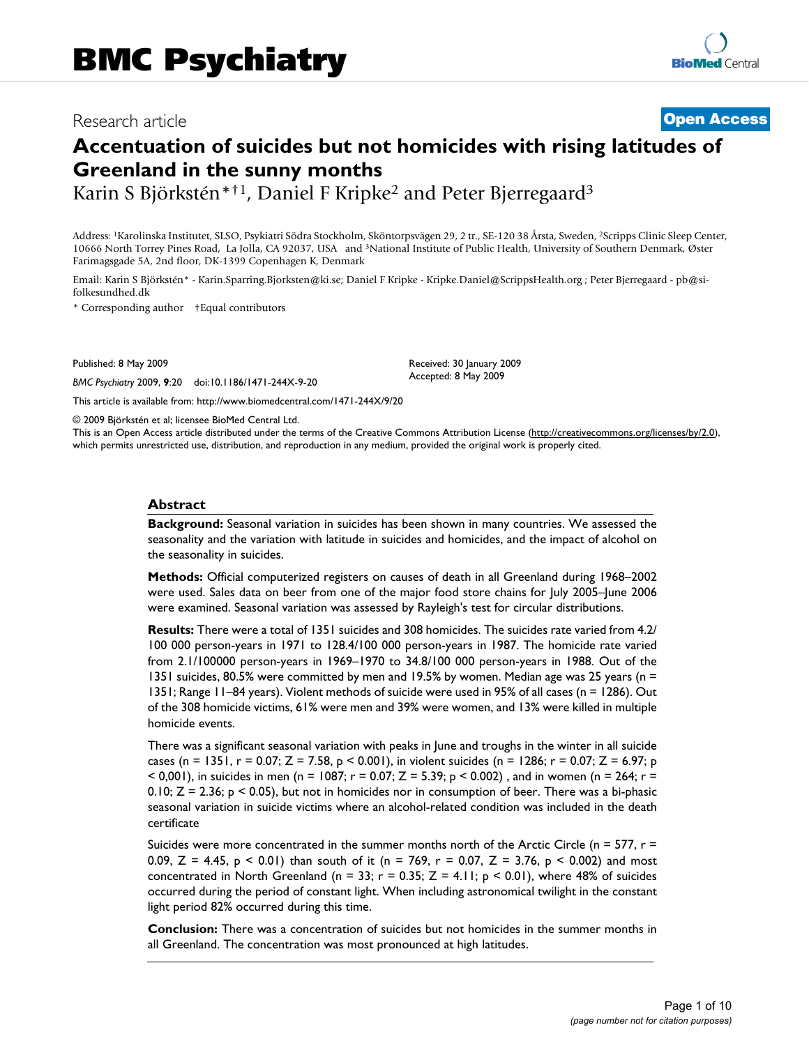# BMC Psychiatry

Research article

**Open Access**

# Accentuation of suicides but not homicides with rising latitudes of Greenland in the sunny months

Karin S Björkstén*†[1], Daniel F Kripke[2] and Peter Bjerregaard[3]

Address: [1]Karolinska Institutet, SLSO, Psykiatri Södra Stockholm, Sköntorpsvägen 29, 2 tr., SE-120 38 Årsta, Sweden, [2]Scripps Clinic Sleep Center, 10666 North Torrey Pines Road, La Jolla, CA 92037, USA and [3]National Institute of Public Health, University of Southern Denmark, Øster Farimagsgade 5A, 2nd floor, DK-1399 Copenhagen K, Denmark

Email: Karin S Björkstén* - Karin.Sparring.Bjorksten@ki.se; Daniel F Kripke - Kripke.Daniel@ScrippsHealth.org ; Peter Bjerregaard - pb@si-folkesundhed.dk

\* Corresponding author †Equal contributors

Published: 8 May 2009

*BMC Psychiatry* 2009, **9**:20 doi:10.1186/1471-244X-9-20

Received: 30 January 2009
Accepted: 8 May 2009

This article is available from: http://www.biomedcentral.com/1471-244X/9/20

© 2009 Björkstén et al; licensee BioMed Central Ltd.
This is an Open Access article distributed under the terms of the Creative Commons Attribution License (http://creativecommons.org/licenses/by/2.0), which permits unrestricted use, distribution, and reproduction in any medium, provided the original work is properly cited.

## Abstract

**Background:** Seasonal variation in suicides has been shown in many countries. We assessed the seasonality and the variation with latitude in suicides and homicides, and the impact of alcohol on the seasonality in suicides.

**Methods:** Official computerized registers on causes of death in all Greenland during 1968–2002 were used. Sales data on beer from one of the major food store chains for July 2005–June 2006 were examined. Seasonal variation was assessed by Rayleigh's test for circular distributions.

**Results:** There were a total of 1351 suicides and 308 homicides. The suicides rate varied from 4.2/100 000 person-years in 1971 to 128.4/100 000 person-years in 1987. The homicide rate varied from 2.1/100000 person-years in 1969–1970 to 34.8/100 000 person-years in 1988. Out of the 1351 suicides, 80.5% were committed by men and 19.5% by women. Median age was 25 years (n = 1351; Range 11–84 years). Violent methods of suicide were used in 95% of all cases (n = 1286). Out of the 308 homicide victims, 61% were men and 39% were women, and 13% were killed in multiple homicide events.

There was a significant seasonal variation with peaks in June and troughs in the winter in all suicide cases ($n = 1351$, $r = 0.07$; $Z = 7.58$, $p < 0.001$), in violent suicides ($n = 1286$; $r = 0.07$; $Z = 6.97$; $p < 0{,}001$), in suicides in men ($n = 1087$; $r = 0.07$; $Z = 5.39$; $p < 0.002$) , and in women ($n = 264$; $r = 0.10$; $Z = 2.36$; $p < 0.05$), but not in homicides nor in consumption of beer. There was a bi-phasic seasonal variation in suicide victims where an alcohol-related condition was included in the death certificate

Suicides were more concentrated in the summer months north of the Arctic Circle ($n = 577$, $r = 0.09$, $Z = 4.45$, $p < 0.01$) than south of it ($n = 769$, $r = 0.07$, $Z = 3.76$, $p < 0.002$) and most concentrated in North Greenland ($n = 33$; $r = 0.35$; $Z = 4.11$; $p < 0.01$), where 48% of suicides occurred during the period of constant light. When including astronomical twilight in the constant light period 82% occurred during this time.

**Conclusion:** There was a concentration of suicides but not homicides in the summer months in all Greenland. The concentration was most pronounced at high latitudes.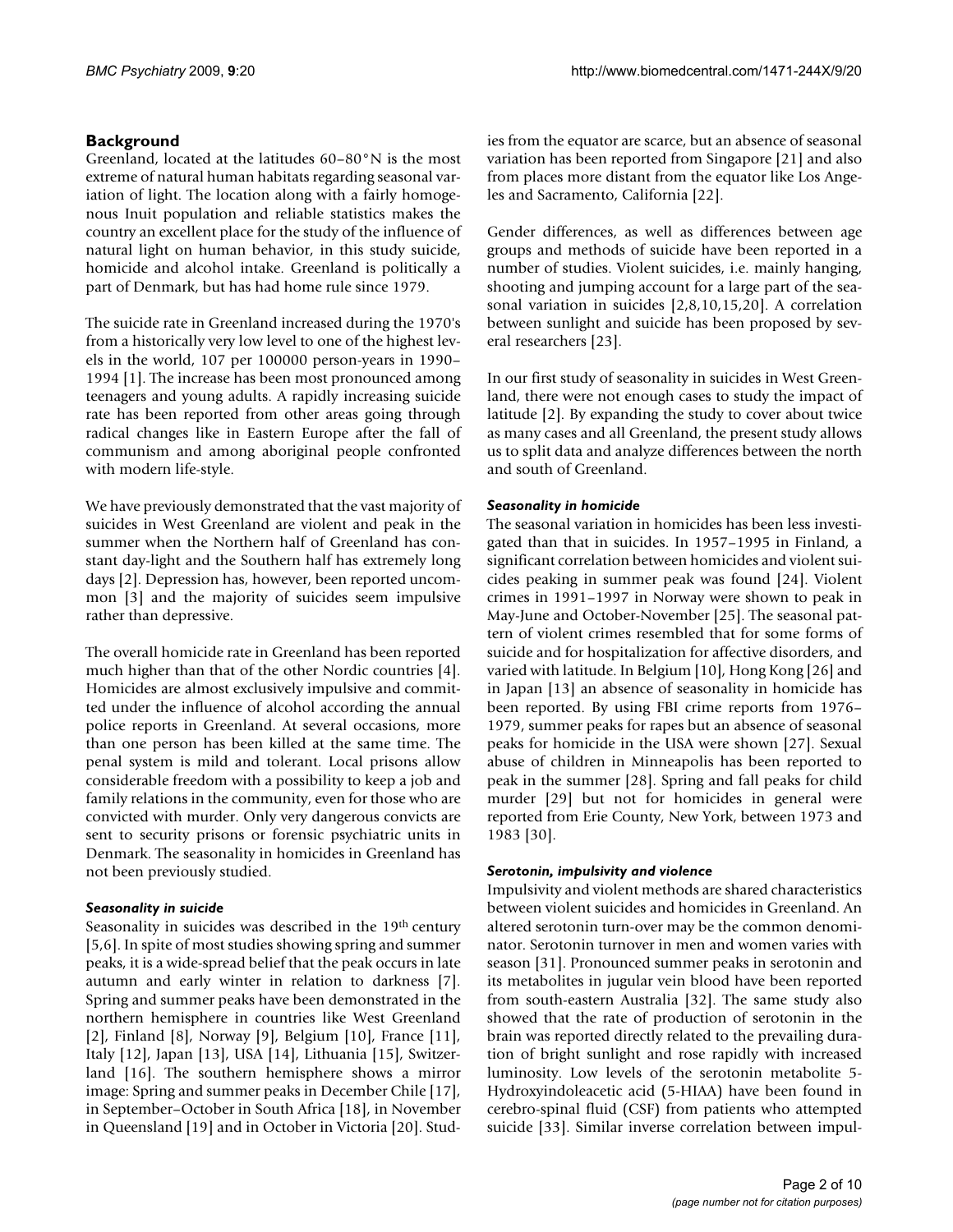## Background

Greenland, located at the latitudes 60–80°N is the most extreme of natural human habitats regarding seasonal variation of light. The location along with a fairly homogenous Inuit population and reliable statistics makes the country an excellent place for the study of the influence of natural light on human behavior, in this study suicide, homicide and alcohol intake. Greenland is politically a part of Denmark, but has had home rule since 1979.

The suicide rate in Greenland increased during the 1970's from a historically very low level to one of the highest levels in the world, 107 per 100000 person-years in 1990–1994 [1]. The increase has been most pronounced among teenagers and young adults. A rapidly increasing suicide rate has been reported from other areas going through radical changes like in Eastern Europe after the fall of communism and among aboriginal people confronted with modern life-style.

We have previously demonstrated that the vast majority of suicides in West Greenland are violent and peak in the summer when the Northern half of Greenland has constant day-light and the Southern half has extremely long days [2]. Depression has, however, been reported uncommon [3] and the majority of suicides seem impulsive rather than depressive.

The overall homicide rate in Greenland has been reported much higher than that of the other Nordic countries [4]. Homicides are almost exclusively impulsive and committed under the influence of alcohol according the annual police reports in Greenland. At several occasions, more than one person has been killed at the same time. The penal system is mild and tolerant. Local prisons allow considerable freedom with a possibility to keep a job and family relations in the community, even for those who are convicted with murder. Only very dangerous convicts are sent to security prisons or forensic psychiatric units in Denmark. The seasonality in homicides in Greenland has not been previously studied.

### *Seasonality in suicide*

Seasonality in suicides was described in the 19th century [5,6]. In spite of most studies showing spring and summer peaks, it is a wide-spread belief that the peak occurs in late autumn and early winter in relation to darkness [7]. Spring and summer peaks have been demonstrated in the northern hemisphere in countries like West Greenland [2], Finland [8], Norway [9], Belgium [10], France [11], Italy [12], Japan [13], USA [14], Lithuania [15], Switzerland [16]. The southern hemisphere shows a mirror image: Spring and summer peaks in December Chile [17], in September–October in South Africa [18], in November in Queensland [19] and in October in Victoria [20]. Studies from the equator are scarce, but an absence of seasonal variation has been reported from Singapore [21] and also from places more distant from the equator like Los Angeles and Sacramento, California [22].

Gender differences, as well as differences between age groups and methods of suicide have been reported in a number of studies. Violent suicides, i.e. mainly hanging, shooting and jumping account for a large part of the seasonal variation in suicides [2,8,10,15,20]. A correlation between sunlight and suicide has been proposed by several researchers [23].

In our first study of seasonality in suicides in West Greenland, there were not enough cases to study the impact of latitude [2]. By expanding the study to cover about twice as many cases and all Greenland, the present study allows us to split data and analyze differences between the north and south of Greenland.

### *Seasonality in homicide*

The seasonal variation in homicides has been less investigated than that in suicides. In 1957–1995 in Finland, a significant correlation between homicides and violent suicides peaking in summer peak was found [24]. Violent crimes in 1991–1997 in Norway were shown to peak in May-June and October-November [25]. The seasonal pattern of violent crimes resembled that for some forms of suicide and for hospitalization for affective disorders, and varied with latitude. In Belgium [10], Hong Kong [26] and in Japan [13] an absence of seasonality in homicide has been reported. By using FBI crime reports from 1976–1979, summer peaks for rapes but an absence of seasonal peaks for homicide in the USA were shown [27]. Sexual abuse of children in Minneapolis has been reported to peak in the summer [28]. Spring and fall peaks for child murder [29] but not for homicides in general were reported from Erie County, New York, between 1973 and 1983 [30].

### *Serotonin, impulsivity and violence*

Impulsivity and violent methods are shared characteristics between violent suicides and homicides in Greenland. An altered serotonin turn-over may be the common denominator. Serotonin turnover in men and women varies with season [31]. Pronounced summer peaks in serotonin and its metabolites in jugular vein blood have been reported from south-eastern Australia [32]. The same study also showed that the rate of production of serotonin in the brain was reported directly related to the prevailing duration of bright sunlight and rose rapidly with increased luminosity. Low levels of the serotonin metabolite 5-Hydroxyindoleacetic acid (5-HIAA) have been found in cerebro-spinal fluid (CSF) from patients who attempted suicide [33]. Similar inverse correlation between impul-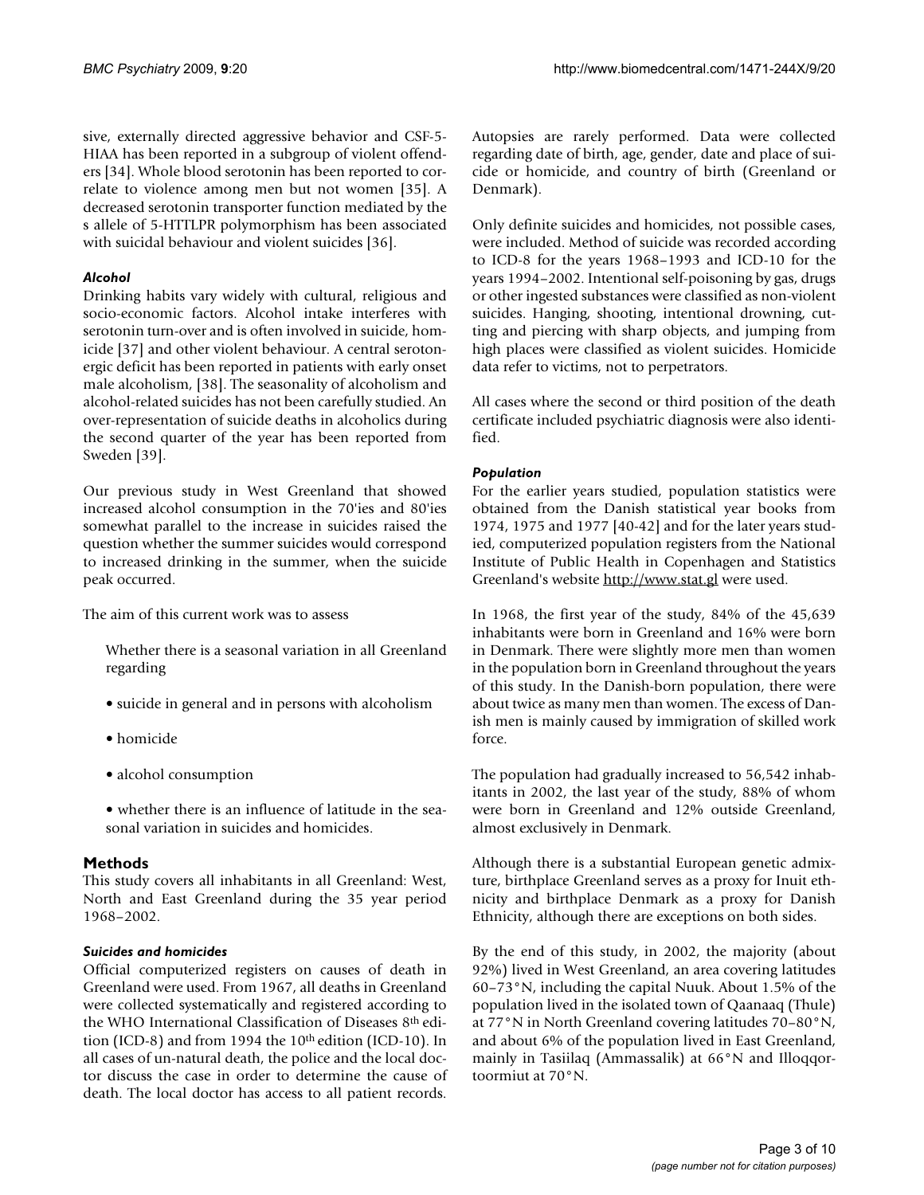sive, externally directed aggressive behavior and CSF-5-HIAA has been reported in a subgroup of violent offenders [34]. Whole blood serotonin has been reported to correlate to violence among men but not women [35]. A decreased serotonin transporter function mediated by the s allele of 5-HTTLPR polymorphism has been associated with suicidal behaviour and violent suicides [36].

### *Alcohol*

Drinking habits vary widely with cultural, religious and socio-economic factors. Alcohol intake interferes with serotonin turn-over and is often involved in suicide, homicide [37] and other violent behaviour. A central serotonergic deficit has been reported in patients with early onset male alcoholism, [38]. The seasonality of alcoholism and alcohol-related suicides has not been carefully studied. An over-representation of suicide deaths in alcoholics during the second quarter of the year has been reported from Sweden [39].

Our previous study in West Greenland that showed increased alcohol consumption in the 70'ies and 80'ies somewhat parallel to the increase in suicides raised the question whether the summer suicides would correspond to increased drinking in the summer, when the suicide peak occurred.

The aim of this current work was to assess

Whether there is a seasonal variation in all Greenland regarding

- suicide in general and in persons with alcoholism
- homicide
- alcohol consumption
- whether there is an influence of latitude in the seasonal variation in suicides and homicides.

## Methods

This study covers all inhabitants in all Greenland: West, North and East Greenland during the 35 year period 1968–2002.

### *Suicides and homicides*

Official computerized registers on causes of death in Greenland were used. From 1967, all deaths in Greenland were collected systematically and registered according to the WHO International Classification of Diseases 8th edition (ICD-8) and from 1994 the 10th edition (ICD-10). In all cases of un-natural death, the police and the local doctor discuss the case in order to determine the cause of death. The local doctor has access to all patient records. Autopsies are rarely performed. Data were collected regarding date of birth, age, gender, date and place of suicide or homicide, and country of birth (Greenland or Denmark).

Only definite suicides and homicides, not possible cases, were included. Method of suicide was recorded according to ICD-8 for the years 1968–1993 and ICD-10 for the years 1994–2002. Intentional self-poisoning by gas, drugs or other ingested substances were classified as non-violent suicides. Hanging, shooting, intentional drowning, cutting and piercing with sharp objects, and jumping from high places were classified as violent suicides. Homicide data refer to victims, not to perpetrators.

All cases where the second or third position of the death certificate included psychiatric diagnosis were also identified.

### *Population*

For the earlier years studied, population statistics were obtained from the Danish statistical year books from 1974, 1975 and 1977 [40-42] and for the later years studied, computerized population registers from the National Institute of Public Health in Copenhagen and Statistics Greenland's website http://www.stat.gl were used.

In 1968, the first year of the study, 84% of the 45,639 inhabitants were born in Greenland and 16% were born in Denmark. There were slightly more men than women in the population born in Greenland throughout the years of this study. In the Danish-born population, there were about twice as many men than women. The excess of Danish men is mainly caused by immigration of skilled work force.

The population had gradually increased to 56,542 inhabitants in 2002, the last year of the study, 88% of whom were born in Greenland and 12% outside Greenland, almost exclusively in Denmark.

Although there is a substantial European genetic admixture, birthplace Greenland serves as a proxy for Inuit ethnicity and birthplace Denmark as a proxy for Danish Ethnicity, although there are exceptions on both sides.

By the end of this study, in 2002, the majority (about 92%) lived in West Greenland, an area covering latitudes 60–73°N, including the capital Nuuk. About 1.5% of the population lived in the isolated town of Qaanaaq (Thule) at 77°N in North Greenland covering latitudes 70–80°N, and about 6% of the population lived in East Greenland, mainly in Tasiilaq (Ammassalik) at 66°N and Illoqqortoormiut at 70°N.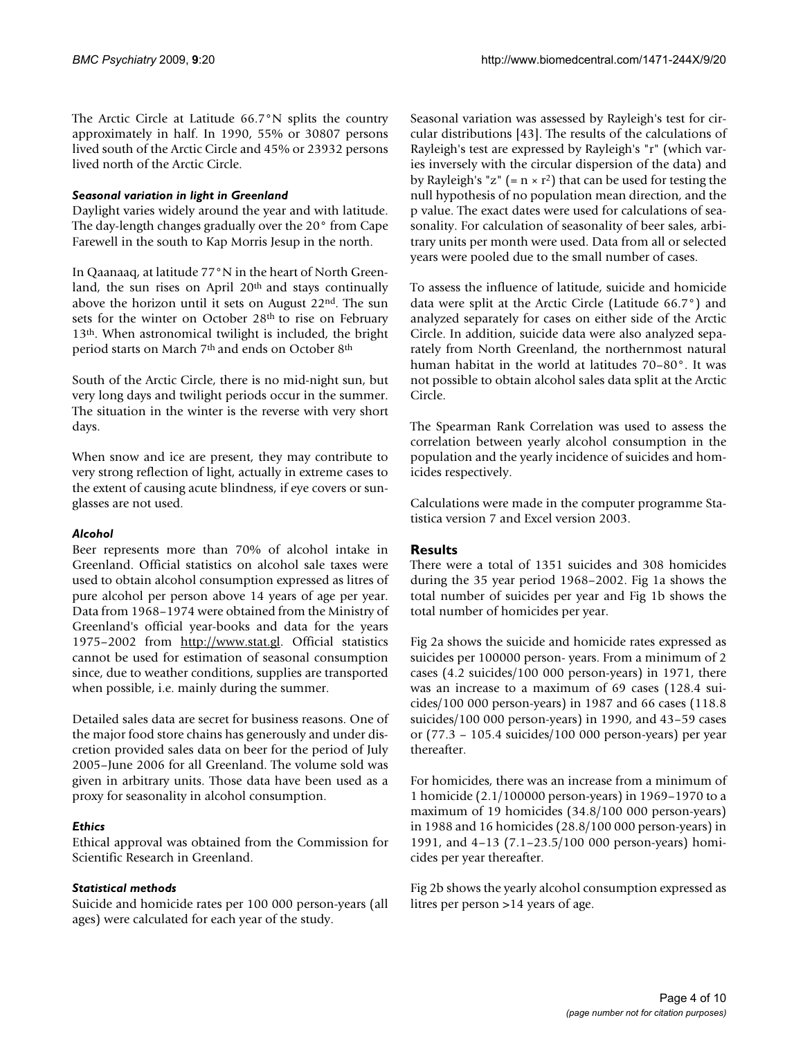The Arctic Circle at Latitude 66.7°N splits the country approximately in half. In 1990, 55% or 30807 persons lived south of the Arctic Circle and 45% or 23932 persons lived north of the Arctic Circle.

### *Seasonal variation in light in Greenland*

Daylight varies widely around the year and with latitude. The day-length changes gradually over the 20° from Cape Farewell in the south to Kap Morris Jesup in the north.

In Qaanaaq, at latitude 77°N in the heart of North Greenland, the sun rises on April 20th and stays continually above the horizon until it sets on August 22nd. The sun sets for the winter on October 28th to rise on February 13th. When astronomical twilight is included, the bright period starts on March 7th and ends on October 8th

South of the Arctic Circle, there is no mid-night sun, but very long days and twilight periods occur in the summer. The situation in the winter is the reverse with very short days.

When snow and ice are present, they may contribute to very strong reflection of light, actually in extreme cases to the extent of causing acute blindness, if eye covers or sunglasses are not used.

### *Alcohol*

Beer represents more than 70% of alcohol intake in Greenland. Official statistics on alcohol sale taxes were used to obtain alcohol consumption expressed as litres of pure alcohol per person above 14 years of age per year. Data from 1968–1974 were obtained from the Ministry of Greenland's official year-books and data for the years 1975–2002 from http://www.stat.gl. Official statistics cannot be used for estimation of seasonal consumption since, due to weather conditions, supplies are transported when possible, i.e. mainly during the summer.

Detailed sales data are secret for business reasons. One of the major food store chains has generously and under discretion provided sales data on beer for the period of July 2005–June 2006 for all Greenland. The volume sold was given in arbitrary units. Those data have been used as a proxy for seasonality in alcohol consumption.

### *Ethics*

Ethical approval was obtained from the Commission for Scientific Research in Greenland.

### *Statistical methods*

Suicide and homicide rates per 100 000 person-years (all ages) were calculated for each year of the study.

Seasonal variation was assessed by Rayleigh's test for circular distributions [43]. The results of the calculations of Rayleigh's test are expressed by Rayleigh's "r" (which varies inversely with the circular dispersion of the data) and by Rayleigh's "z" (= $n \times r^2$) that can be used for testing the null hypothesis of no population mean direction, and the p value. The exact dates were used for calculations of seasonality. For calculation of seasonality of beer sales, arbitrary units per month were used. Data from all or selected years were pooled due to the small number of cases.

To assess the influence of latitude, suicide and homicide data were split at the Arctic Circle (Latitude 66.7°) and analyzed separately for cases on either side of the Arctic Circle. In addition, suicide data were also analyzed separately from North Greenland, the northernmost natural human habitat in the world at latitudes 70–80°. It was not possible to obtain alcohol sales data split at the Arctic Circle.

The Spearman Rank Correlation was used to assess the correlation between yearly alcohol consumption in the population and the yearly incidence of suicides and homicides respectively.

Calculations were made in the computer programme Statistica version 7 and Excel version 2003.

## Results

There were a total of 1351 suicides and 308 homicides during the 35 year period 1968–2002. Fig 1a shows the total number of suicides per year and Fig 1b shows the total number of homicides per year.

Fig 2a shows the suicide and homicide rates expressed as suicides per 100000 person- years. From a minimum of 2 cases (4.2 suicides/100 000 person-years) in 1971, there was an increase to a maximum of 69 cases (128.4 suicides/100 000 person-years) in 1987 and 66 cases (118.8 suicides/100 000 person-years) in 1990, and 43–59 cases or (77.3 – 105.4 suicides/100 000 person-years) per year thereafter.

For homicides, there was an increase from a minimum of 1 homicide (2.1/100000 person-years) in 1969–1970 to a maximum of 19 homicides (34.8/100 000 person-years) in 1988 and 16 homicides (28.8/100 000 person-years) in 1991, and 4–13 (7.1–23.5/100 000 person-years) homicides per year thereafter.

Fig 2b shows the yearly alcohol consumption expressed as litres per person >14 years of age.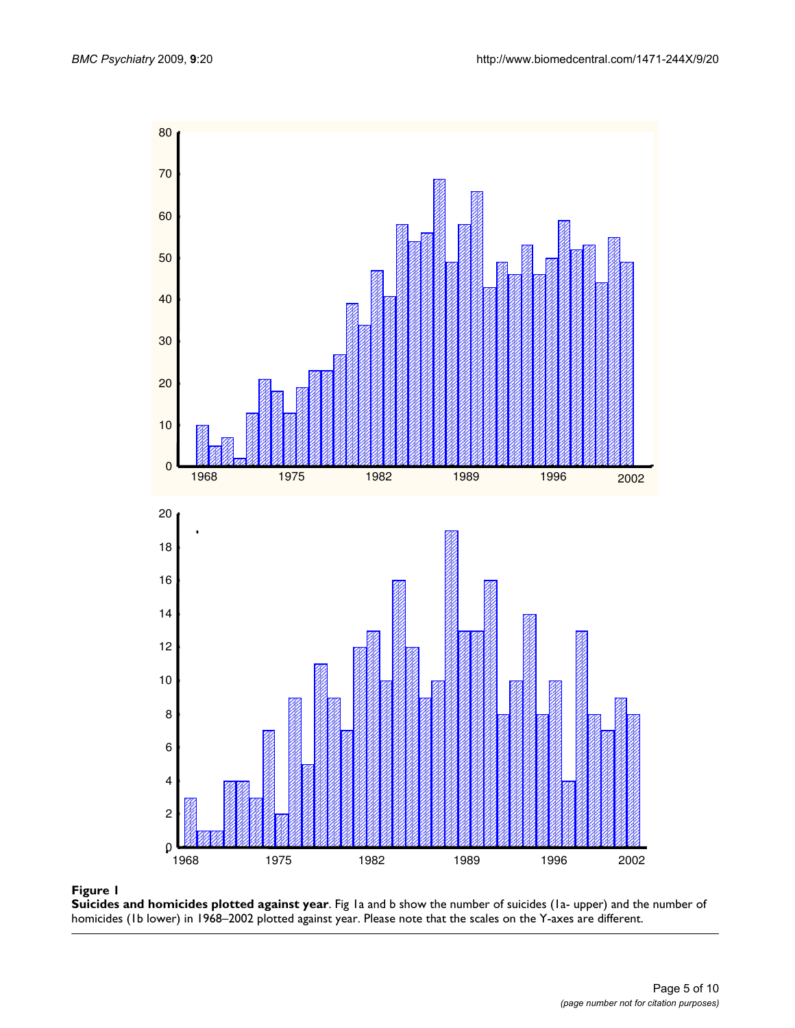**Figure 1**

**Suicides and homicides plotted against year**. Fig 1a and b show the number of suicides (1a- upper) and the number of homicides (1b lower) in 1968–2002 plotted against year. Please note that the scales on the Y-axes are different.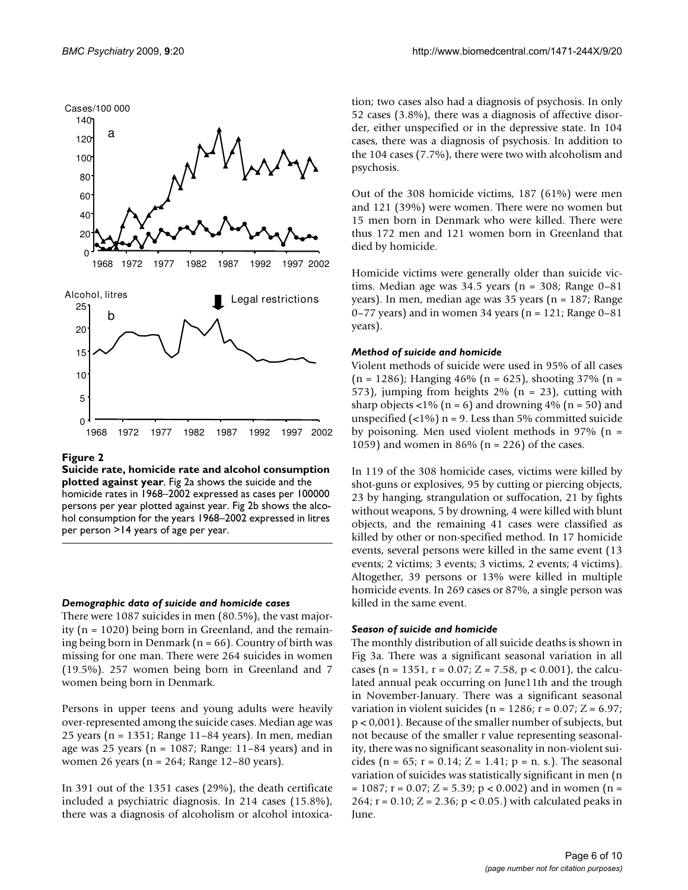**Figure 2**

**Suicide rate, homicide rate and alcohol consumption plotted against year**. Fig 2a shows the suicide and the homicide rates in 1968–2002 expressed as cases per 100000 persons per year plotted against year. Fig 2b shows the alcohol consumption for the years 1968–2002 expressed in litres per person >14 years of age per year.

### *Demographic data of suicide and homicide cases*

There were 1087 suicides in men (80.5%), the vast majority (n = 1020) being born in Greenland, and the remaining being born in Denmark (n = 66). Country of birth was missing for one man. There were 264 suicides in women (19.5%). 257 women being born in Greenland and 7 women being born in Denmark.

Persons in upper teens and young adults were heavily over-represented among the suicide cases. Median age was 25 years (n = 1351; Range 11–84 years). In men, median age was 25 years (n = 1087; Range: 11–84 years) and in women 26 years (n = 264; Range 12–80 years).

In 391 out of the 1351 cases (29%), the death certificate included a psychiatric diagnosis. In 214 cases (15.8%), there was a diagnosis of alcoholism or alcohol intoxication; two cases also had a diagnosis of psychosis. In only 52 cases (3.8%), there was a diagnosis of affective disorder, either unspecified or in the depressive state. In 104 cases, there was a diagnosis of psychosis. In addition to the 104 cases (7.7%), there were two with alcoholism and psychosis.

Out of the 308 homicide victims, 187 (61%) were men and 121 (39%) were women. There were no women but 15 men born in Denmark who were killed. There were thus 172 men and 121 women born in Greenland that died by homicide.

Homicide victims were generally older than suicide victims. Median age was 34.5 years (n = 308; Range 0–81 years). In men, median age was 35 years (n = 187; Range 0–77 years) and in women 34 years (n = 121; Range 0–81 years).

### *Method of suicide and homicide*

Violent methods of suicide were used in 95% of all cases (n = 1286); Hanging 46% (n = 625), shooting 37% (n = 573), jumping from heights 2% (n = 23), cutting with sharp objects <1% (n = 6) and drowning 4% (n = 50) and unspecified (<1%) n = 9. Less than 5% committed suicide by poisoning. Men used violent methods in 97% (n = 1059) and women in 86% (n = 226) of the cases.

In 119 of the 308 homicide cases, victims were killed by shot-guns or explosives, 95 by cutting or piercing objects, 23 by hanging, strangulation or suffocation, 21 by fights without weapons, 5 by drowning, 4 were killed with blunt objects, and the remaining 41 cases were classified as killed by other or non-specified method. In 17 homicide events, several persons were killed in the same event (13 events; 2 victims; 3 events; 3 victims, 2 events; 4 victims). Altogether, 39 persons or 13% were killed in multiple homicide events. In 269 cases or 87%, a single person was killed in the same event.

### *Season of suicide and homicide*

The monthly distribution of all suicide deaths is shown in Fig 3a. There was a significant seasonal variation in all cases (n = 1351, r = 0.07; Z = 7.58, p < 0.001), the calculated annual peak occurring on June11th and the trough in November-January. There was a significant seasonal variation in violent suicides (n = 1286; r = 0.07; Z = 6.97; p < 0,001). Because of the smaller number of subjects, but not because of the smaller r value representing seasonality, there was no significant seasonality in non-violent suicides (n = 65; r = 0.14; Z = 1.41; p = n. s.). The seasonal variation of suicides was statistically significant in men (n = 1087; r = 0.07; Z = 5.39; p < 0.002) and in women (n = 264; r = 0.10; Z = 2.36; p < 0.05.) with calculated peaks in June.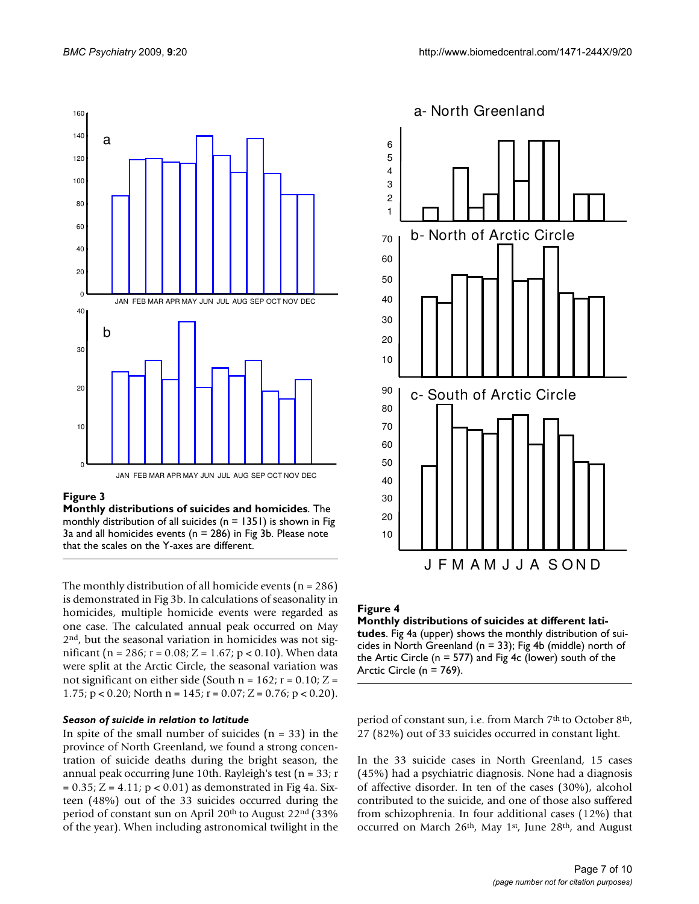**Figure 3**

**Monthly distributions of suicides and homicides**. The monthly distribution of all suicides (n = 1351) is shown in Fig 3a and all homicides events (n = 286) in Fig 3b. Please note that the scales on the Y-axes are different.

The monthly distribution of all homicide events (n = 286) is demonstrated in Fig 3b. In calculations of seasonality in homicides, multiple homicide events were regarded as one case. The calculated annual peak occurred on May 2[nd], but the seasonal variation in homicides was not significant (n = 286; r = 0.08; Z = 1.67; $p < 0.10$). When data were split at the Arctic Circle, the seasonal variation was not significant on either side (South n = 162; r = 0.10; Z = 1.75; $p < 0.20$; North n = 145; r = 0.07; Z = 0.76; $p < 0.20$).

#### *Season of suicide in relation to latitude*

In spite of the small number of suicides (n = 33) in the province of North Greenland, we found a strong concentration of suicide deaths during the bright season, the annual peak occurring June 10th. Rayleigh's test (n = 33; r = 0.35; Z = 4.11; $p < 0.01$) as demonstrated in Fig 4a. Sixteen (48%) out of the 33 suicides occurred during the period of constant sun on April 20[th] to August 22[nd] (33% of the year). When including astronomical twilight in the period of constant sun, i.e. from March 7[th] to October 8[th], 27 (82%) out of 33 suicides occurred in constant light.

**Figure 4**

**Monthly distributions of suicides at different latitudes**. Fig 4a (upper) shows the monthly distribution of suicides in North Greenland (n = 33); Fig 4b (middle) north of the Artic Circle (n = 577) and Fig 4c (lower) south of the Arctic Circle (n = 769).

In the 33 suicide cases in North Greenland, 15 cases (45%) had a psychiatric diagnosis. None had a diagnosis of affective disorder. In ten of the cases (30%), alcohol contributed to the suicide, and one of those also suffered from schizophrenia. In four additional cases (12%) that occurred on March 26[th], May 1[st], June 28[th], and August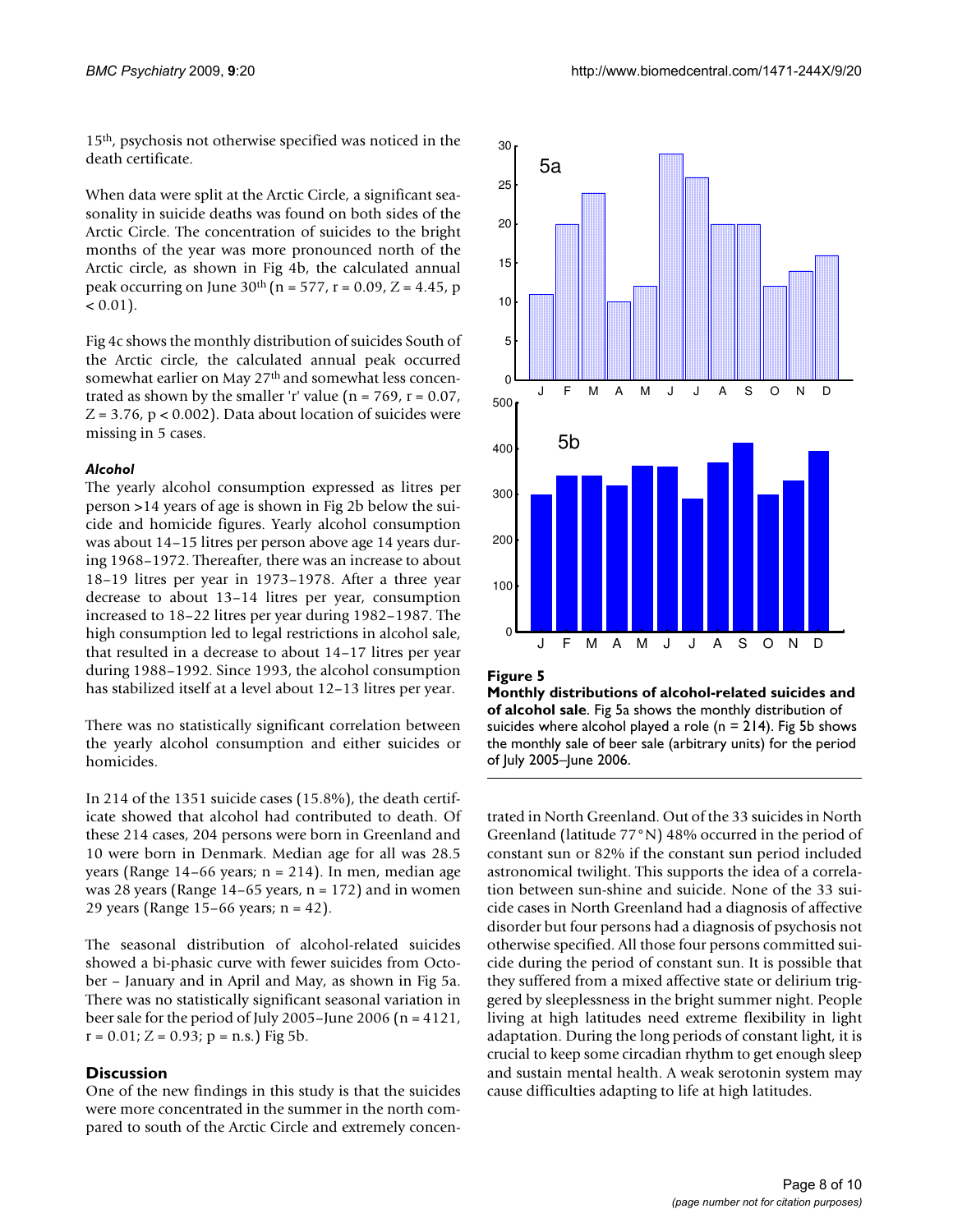15th, psychosis not otherwise specified was noticed in the death certificate.

When data were split at the Arctic Circle, a significant seasonality in suicide deaths was found on both sides of the Arctic Circle. The concentration of suicides to the bright months of the year was more pronounced north of the Arctic circle, as shown in Fig 4b, the calculated annual peak occurring on June 30th ($n = 577$, $r = 0.09$, $Z = 4.45$, $p < 0.01$).

Fig 4c shows the monthly distribution of suicides South of the Arctic circle, the calculated annual peak occurred somewhat earlier on May 27th and somewhat less concentrated as shown by the smaller 'r' value ($n = 769$, $r = 0.07$, $Z = 3.76$, $p < 0.002$). Data about location of suicides were missing in 5 cases.

### *Alcohol*

The yearly alcohol consumption expressed as litres per person >14 years of age is shown in Fig 2b below the suicide and homicide figures. Yearly alcohol consumption was about 14–15 litres per person above age 14 years during 1968–1972. Thereafter, there was an increase to about 18–19 litres per year in 1973–1978. After a three year decrease to about 13–14 litres per year, consumption increased to 18–22 litres per year during 1982–1987. The high consumption led to legal restrictions in alcohol sale, that resulted in a decrease to about 14–17 litres per year during 1988–1992. Since 1993, the alcohol consumption has stabilized itself at a level about 12–13 litres per year.

There was no statistically significant correlation between the yearly alcohol consumption and either suicides or homicides.

In 214 of the 1351 suicide cases (15.8%), the death certificate showed that alcohol had contributed to death. Of these 214 cases, 204 persons were born in Greenland and 10 were born in Denmark. Median age for all was 28.5 years (Range 14–66 years; $n = 214$). In men, median age was 28 years (Range 14–65 years, $n = 172$) and in women 29 years (Range 15–66 years; $n = 42$).

The seasonal distribution of alcohol-related suicides showed a bi-phasic curve with fewer suicides from October – January and in April and May, as shown in Fig 5a. There was no statistically significant seasonal variation in beer sale for the period of July 2005–June 2006 ($n = 4121$, $r = 0.01$; $Z = 0.93$; p = n.s.) Fig 5b.

**Figure 5**

**Monthly distributions of alcohol-related suicides and of alcohol sale**. Fig 5a shows the monthly distribution of suicides where alcohol played a role ($n = 214$). Fig 5b shows the monthly sale of beer sale (arbitrary units) for the period of July 2005–June 2006.

## Discussion

One of the new findings in this study is that the suicides were more concentrated in the summer in the north compared to south of the Arctic Circle and extremely concentrated in North Greenland. Out of the 33 suicides in North Greenland (latitude 77°N) 48% occurred in the period of constant sun or 82% if the constant sun period included astronomical twilight. This supports the idea of a correlation between sun-shine and suicide. None of the 33 suicide cases in North Greenland had a diagnosis of affective disorder but four persons had a diagnosis of psychosis not otherwise specified. All those four persons committed suicide during the period of constant sun. It is possible that they suffered from a mixed affective state or delirium triggered by sleeplessness in the bright summer night. People living at high latitudes need extreme flexibility in light adaptation. During the long periods of constant light, it is crucial to keep some circadian rhythm to get enough sleep and sustain mental health. A weak serotonin system may cause difficulties adapting to life at high latitudes.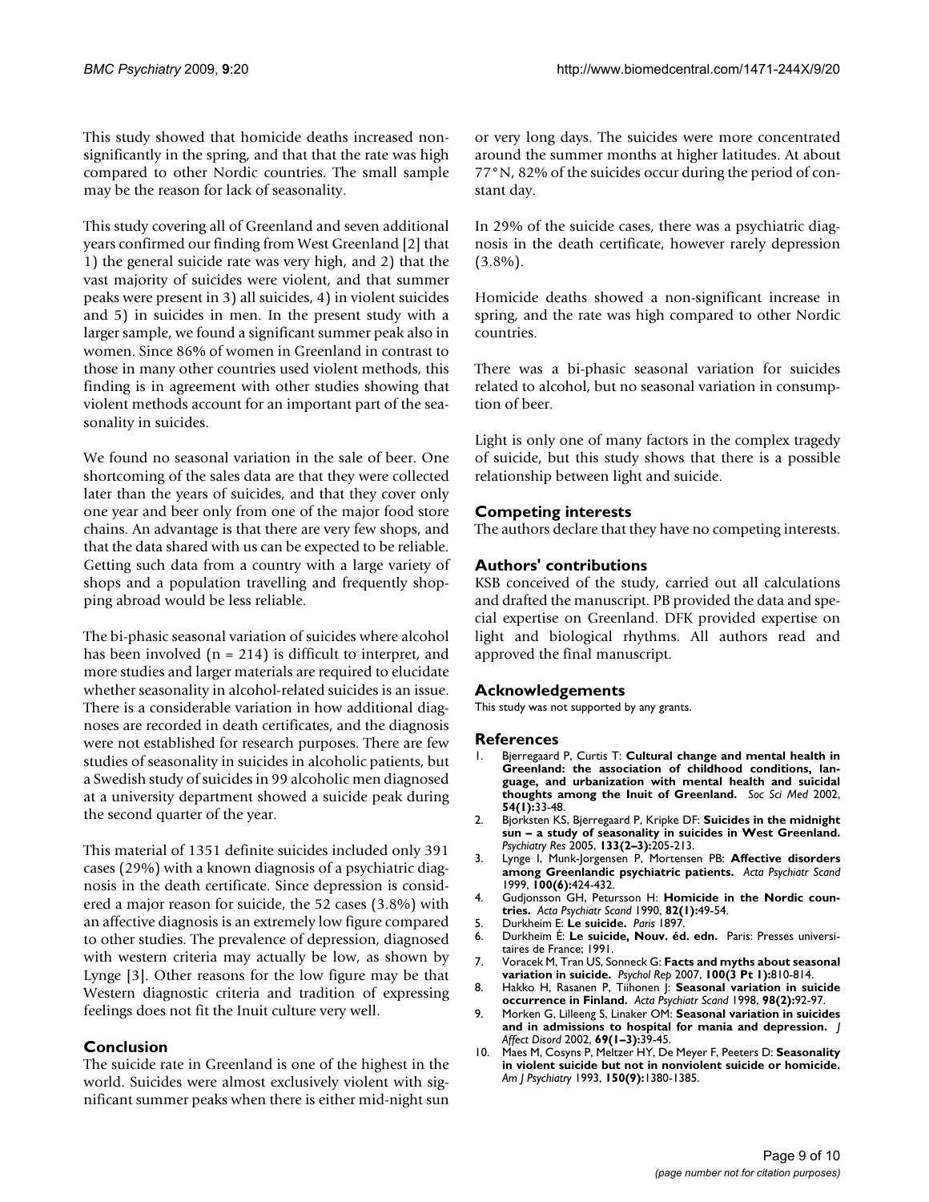This study showed that homicide deaths increased non-significantly in the spring, and that that the rate was high compared to other Nordic countries. The small sample may be the reason for lack of seasonality.

This study covering all of Greenland and seven additional years confirmed our finding from West Greenland [2] that 1) the general suicide rate was very high, and 2) that the vast majority of suicides were violent, and that summer peaks were present in 3) all suicides, 4) in violent suicides and 5) in suicides in men. In the present study with a larger sample, we found a significant summer peak also in women. Since 86% of women in Greenland in contrast to those in many other countries used violent methods, this finding is in agreement with other studies showing that violent methods account for an important part of the seasonality in suicides.

We found no seasonal variation in the sale of beer. One shortcoming of the sales data are that they were collected later than the years of suicides, and that they cover only one year and beer only from one of the major food store chains. An advantage is that there are very few shops, and that the data shared with us can be expected to be reliable. Getting such data from a country with a large variety of shops and a population travelling and frequently shopping abroad would be less reliable.

The bi-phasic seasonal variation of suicides where alcohol has been involved (n = 214) is difficult to interpret, and more studies and larger materials are required to elucidate whether seasonality in alcohol-related suicides is an issue. There is a considerable variation in how additional diagnoses are recorded in death certificates, and the diagnosis were not established for research purposes. There are few studies of seasonality in suicides in alcoholic patients, but a Swedish study of suicides in 99 alcoholic men diagnosed at a university department showed a suicide peak during the second quarter of the year.

This material of 1351 definite suicides included only 391 cases (29%) with a known diagnosis of a psychiatric diagnosis in the death certificate. Since depression is considered a major reason for suicide, the 52 cases (3.8%) with an affective diagnosis is an extremely low figure compared to other studies. The prevalence of depression, diagnosed with western criteria may actually be low, as shown by Lynge [3]. Other reasons for the low figure may be that Western diagnostic criteria and tradition of expressing feelings does not fit the Inuit culture very well.

## Conclusion

The suicide rate in Greenland is one of the highest in the world. Suicides were almost exclusively violent with significant summer peaks when there is either mid-night sun or very long days. The suicides were more concentrated around the summer months at higher latitudes. At about 77°N, 82% of the suicides occur during the period of constant day.

In 29% of the suicide cases, there was a psychiatric diagnosis in the death certificate, however rarely depression (3.8%).

Homicide deaths showed a non-significant increase in spring, and the rate was high compared to other Nordic countries.

There was a bi-phasic seasonal variation for suicides related to alcohol, but no seasonal variation in consumption of beer.

Light is only one of many factors in the complex tragedy of suicide, but this study shows that there is a possible relationship between light and suicide.

## Competing interests

The authors declare that they have no competing interests.

## Authors' contributions

KSB conceived of the study, carried out all calculations and drafted the manuscript. PB provided the data and special expertise on Greenland. DFK provided expertise on light and biological rhythms. All authors read and approved the final manuscript.

## Acknowledgements

This study was not supported by any grants.

## References

1. Bjerregaard P, Curtis T: **Cultural change and mental health in Greenland: the association of childhood conditions, language, and urbanization with mental health and suicidal thoughts among the Inuit of Greenland.** *Soc Sci Med* 2002, **54(1):**33-48.
2. Bjorksten KS, Bjerregaard P, Kripke DF: **Suicides in the midnight sun – a study of seasonality in suicides in West Greenland.** *Psychiatry Res* 2005, **133(2–3):**205-213.
3. Lynge I, Munk-Jorgensen P, Mortensen PB: **Affective disorders among Greenlandic psychiatric patients.** *Acta Psychiatr Scand* 1999, **100(6):**424-432.
4. Gudjonsson GH, Petursson H: **Homicide in the Nordic countries.** *Acta Psychiatr Scand* 1990, **82(1):**49-54.
5. Durkheim E: **Le suicide.** *Paris* 1897.
6. Durkheim É: **Le suicide, Nouv. éd. edn.** Paris: Presses universitaires de France; 1991.
7. Voracek M, Tran US, Sonneck G: **Facts and myths about seasonal variation in suicide.** *Psychol Rep* 2007, **100(3 Pt 1):**810-814.
8. Hakko H, Rasanen P, Tiihonen J: **Seasonal variation in suicide occurrence in Finland.** *Acta Psychiatr Scand* 1998, **98(2):**92-97.
9. Morken G, Lilleeng S, Linaker OM: **Seasonal variation in suicides and in admissions to hospital for mania and depression.** *J Affect Disord* 2002, **69(1–3):**39-45.
10. Maes M, Cosyns P, Meltzer HY, De Meyer F, Peeters D: **Seasonality in violent suicide but not in nonviolent suicide or homicide.** *Am J Psychiatry* 1993, **150(9):**1380-1385.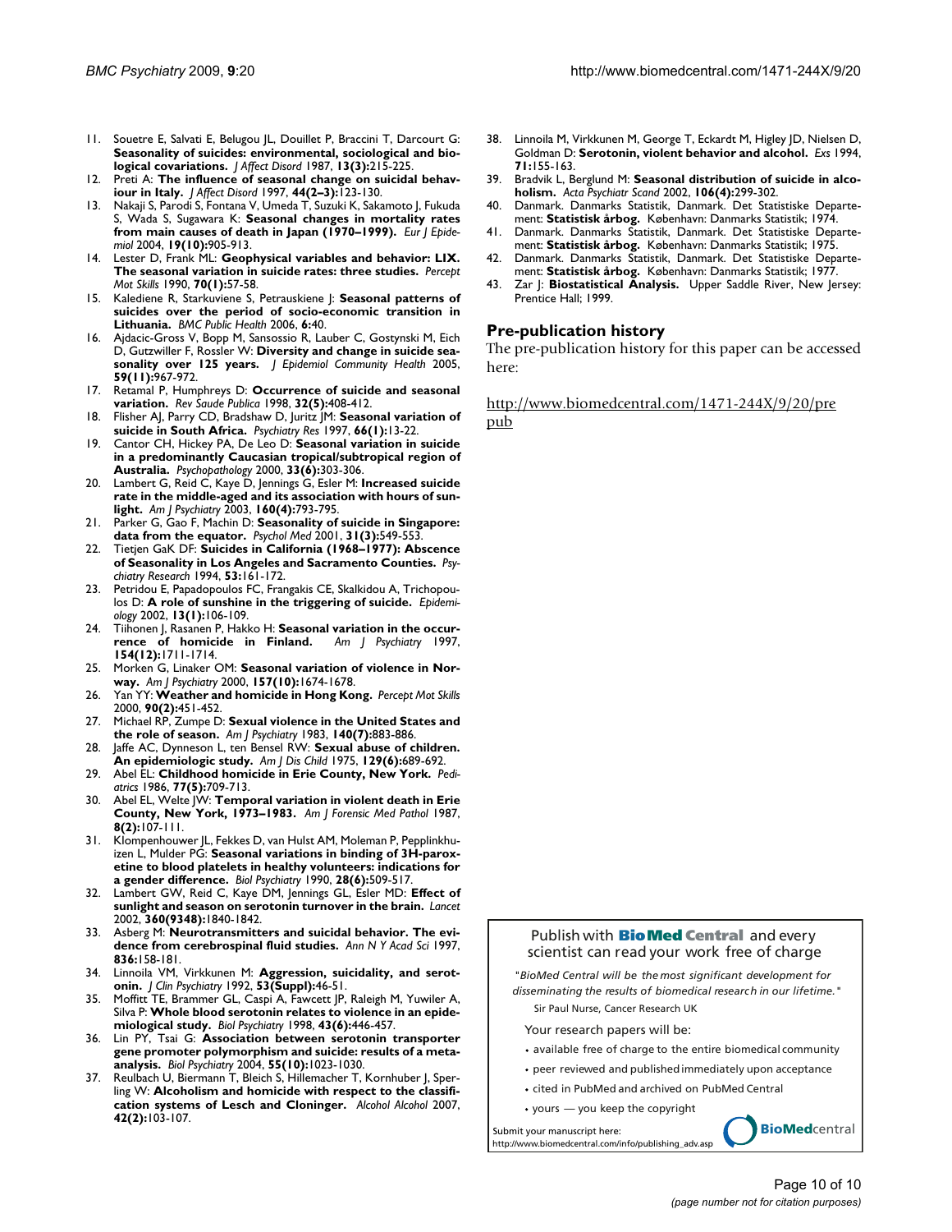11. Souetre E, Salvati E, Belugou JL, Douillet P, Braccini T, Darcourt G: **Seasonality of suicides: environmental, sociological and biological covariations.** *J Affect Disord* 1987, **13(3):**215-225.
12. Preti A: **The influence of seasonal change on suicidal behaviour in Italy.** *J Affect Disord* 1997, **44(2–3):**123-130.
13. Nakaji S, Parodi S, Fontana V, Umeda T, Suzuki K, Sakamoto J, Fukuda S, Wada S, Sugawara K: **Seasonal changes in mortality rates from main causes of death in Japan (1970–1999).** *Eur J Epidemiol* 2004, **19(10):**905-913.
14. Lester D, Frank ML: **Geophysical variables and behavior: LIX. The seasonal variation in suicide rates: three studies.** *Percept Mot Skills* 1990, **70(1):**57-58.
15. Kalediene R, Starkuviene S, Petrauskiene J: **Seasonal patterns of suicides over the period of socio-economic transition in Lithuania.** *BMC Public Health* 2006, **6:**40.
16. Ajdacic-Gross V, Bopp M, Sansossio R, Lauber C, Gostynski M, Eich D, Gutzwiller F, Rossler W: **Diversity and change in suicide seasonality over 125 years.** *J Epidemiol Community Health* 2005, **59(11):**967-972.
17. Retamal P, Humphreys D: **Occurrence of suicide and seasonal variation.** *Rev Saude Publica* 1998, **32(5):**408-412.
18. Flisher AJ, Parry CD, Bradshaw D, Juritz JM: **Seasonal variation of suicide in South Africa.** *Psychiatry Res* 1997, **66(1):**13-22.
19. Cantor CH, Hickey PA, De Leo D: **Seasonal variation in suicide in a predominantly Caucasian tropical/subtropical region of Australia.** *Psychopathology* 2000, **33(6):**303-306.
20. Lambert G, Reid C, Kaye D, Jennings G, Esler M: **Increased suicide rate in the middle-aged and its association with hours of sunlight.** *Am J Psychiatry* 2003, **160(4):**793-795.
21. Parker G, Gao F, Machin D: **Seasonality of suicide in Singapore: data from the equator.** *Psychol Med* 2001, **31(3):**549-553.
22. Tietjen GaK DF: **Suicides in California (1968–1977): Abscence of Seasonality in Los Angeles and Sacramento Counties.** *Psychiatry Research* 1994, **53:**161-172.
23. Petridou E, Papadopoulos FC, Frangakis CE, Skalkidou A, Trichopoulos D: **A role of sunshine in the triggering of suicide.** *Epidemiology* 2002, **13(1):**106-109.
24. Tiihonen J, Rasanen P, Hakko H: **Seasonal variation in the occurrence of homicide in Finland.** *Am J Psychiatry* 1997, **154(12):**1711-1714.
25. Morken G, Linaker OM: **Seasonal variation of violence in Norway.** *Am J Psychiatry* 2000, **157(10):**1674-1678.
26. Yan YY: **Weather and homicide in Hong Kong.** *Percept Mot Skills* 2000, **90(2):**451-452.
27. Michael RP, Zumpe D: **Sexual violence in the United States and the role of season.** *Am J Psychiatry* 1983, **140(7):**883-886.
28. Jaffe AC, Dynneson L, ten Bensel RW: **Sexual abuse of children. An epidemiologic study.** *Am J Dis Child* 1975, **129(6):**689-692.
29. Abel EL: **Childhood homicide in Erie County, New York.** *Pediatrics* 1986, **77(5):**709-713.
30. Abel EL, Welte JW: **Temporal variation in violent death in Erie County, New York, 1973–1983.** *Am J Forensic Med Pathol* 1987, **8(2):**107-111.
31. Klompenhouwer JL, Fekkes D, van Hulst AM, Moleman P, Pepplinkhuizen L, Mulder PG: **Seasonal variations in binding of 3H-paroxetine to blood platelets in healthy volunteers: indications for a gender difference.** *Biol Psychiatry* 1990, **28(6):**509-517.
32. Lambert GW, Reid C, Kaye DM, Jennings GL, Esler MD: **Effect of sunlight and season on serotonin turnover in the brain.** *Lancet* 2002, **360(9348):**1840-1842.
33. Asberg M: **Neurotransmitters and suicidal behavior. The evidence from cerebrospinal fluid studies.** *Ann N Y Acad Sci* 1997, **836:**158-181.
34. Linnoila VM, Virkkunen M: **Aggression, suicidality, and serotonin.** *J Clin Psychiatry* 1992, **53(Suppl):**46-51.
35. Moffitt TE, Brammer GL, Caspi A, Fawcett JP, Raleigh M, Yuwiler A, Silva P: **Whole blood serotonin relates to violence in an epidemiological study.** *Biol Psychiatry* 1998, **43(6):**446-457.
36. Lin PY, Tsai G: **Association between serotonin transporter gene promoter polymorphism and suicide: results of a meta-analysis.** *Biol Psychiatry* 2004, **55(10):**1023-1030.
37. Reulbach U, Biermann T, Bleich S, Hillemacher T, Kornhuber J, Sperling W: **Alcoholism and homicide with respect to the classification systems of Lesch and Cloninger.** *Alcohol Alcohol* 2007, **42(2):**103-107.
38. Linnoila M, Virkkunen M, George T, Eckardt M, Higley JD, Nielsen D, Goldman D: **Serotonin, violent behavior and alcohol.** *Exs* 1994, **71:**155-163.
39. Bradvik L, Berglund M: **Seasonal distribution of suicide in alcoholism.** *Acta Psychiatr Scand* 2002, **106(4):**299-302.
40. Danmark. Danmarks Statistik, Danmark. Det Statistiske Departement: **Statistisk årbog.** København: Danmarks Statistik; 1974.
41. Danmark. Danmarks Statistik, Danmark. Det Statistiske Departement: **Statistisk årbog.** København: Danmarks Statistik; 1975.
42. Danmark. Danmarks Statistik, Danmark. Det Statistiske Departement: **Statistisk årbog.** København: Danmarks Statistik; 1977.
43. Zar J: **Biostatistical Analysis.** Upper Saddle River, New Jersey: Prentice Hall; 1999.

## Pre-publication history

The pre-publication history for this paper can be accessed here:

http://www.biomedcentral.com/1471-244X/9/20/prepub

Publish with **BioMed Central** and every scientist can read your work free of charge

*"BioMed Central will be the most significant development for disseminating the results of biomedical research in our lifetime."*
Sir Paul Nurse, Cancer Research UK

Your research papers will be:

- available free of charge to the entire biomedical community
- peer reviewed and published immediately upon acceptance
- cited in PubMed and archived on PubMed Central
- yours — you keep the copyright

Submit your manuscript here:
http://www.biomedcentral.com/info/publishing_adv.asp

BioMedcentral